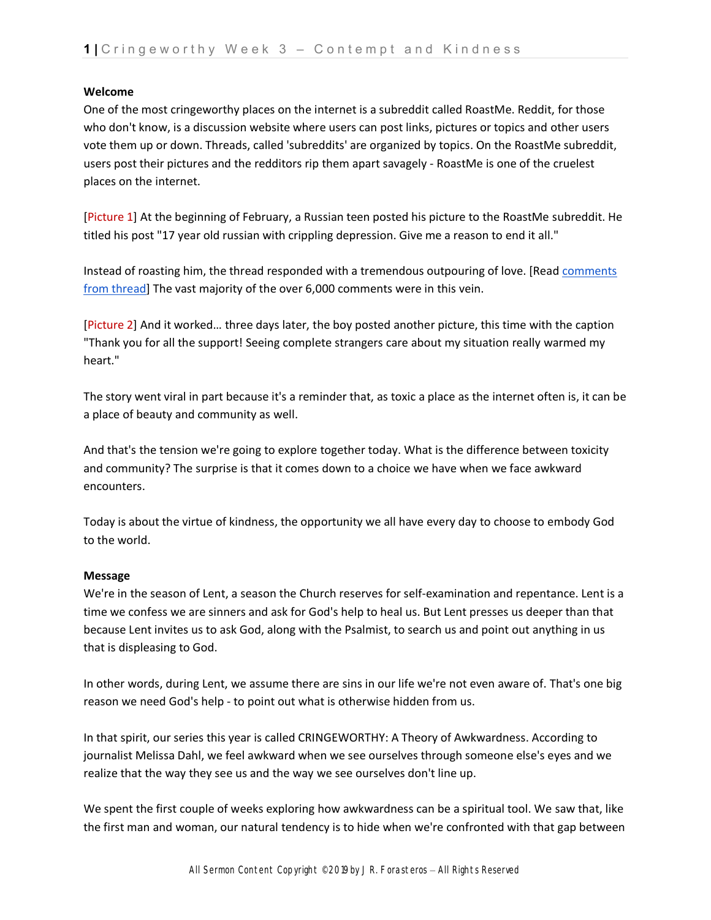**Welcome**

One of the most cringeworthy places on the internet is a subreddit called RoastMe. Reddit, for those who don't know, is a discussion website where users can post links, pictures or topics and other users vote them up or down. Threads, called 'subreddits' are organized by topics. On the RoastMe subreddit, users post their pictures and the redditors rip them apart savagely - RoastMe is one of the cruelest places on the internet.

[Picture 1] At the beginning of February, a Russian teen posted his picture to the RoastMe subreddit. He titled his post "17 year old russian with crippling depression. Give me a reason to end it all."

Instead of roasting him, the thread responded with a tremendous outpouring of love. [Read comments from thread] The vast majority of the over 6,000 comments were in this vein.

[Picture 2] And it worked… three days later, the boy posted another picture, this time with the caption "Thank you for all the support! Seeing complete strangers care about my situation really warmed my heart."

The story went viral in part because it's a reminder that, as toxic a place as the internet often is, it can be a place of beauty and community as well.

And that's the tension we're going to explore together today. What is the difference between toxicity and community? The surprise is that it comes down to a choice we have when we face awkward encounters.

Today is about the virtue of kindness, the opportunity we all have every day to choose to embody God to the world.

**Message**

We're in the season of Lent, a season the Church reserves for self-examination and repentance. Lent is a time we confess we are sinners and ask for God's help to heal us. But Lent presses us deeper than that because Lent invites us to ask God, along with the Psalmist, to search us and point out anything in us that is displeasing to God.

In other words, during Lent, we assume there are sins in our life we're not even aware of. That's one big reason we need God's help - to point out what is otherwise hidden from us.

In that spirit, our series this year is called CRINGEWORTHY: A Theory of Awkwardness. According to journalist Melissa Dahl, we feel awkward when we see ourselves through someone else's eyes and we realize that the way they see us and the way we see ourselves don't line up.

We spent the first couple of weeks exploring how awkwardness can be a spiritual tool. We saw that, like the first man and woman, our natural tendency is to hide when we're confronted with that gap between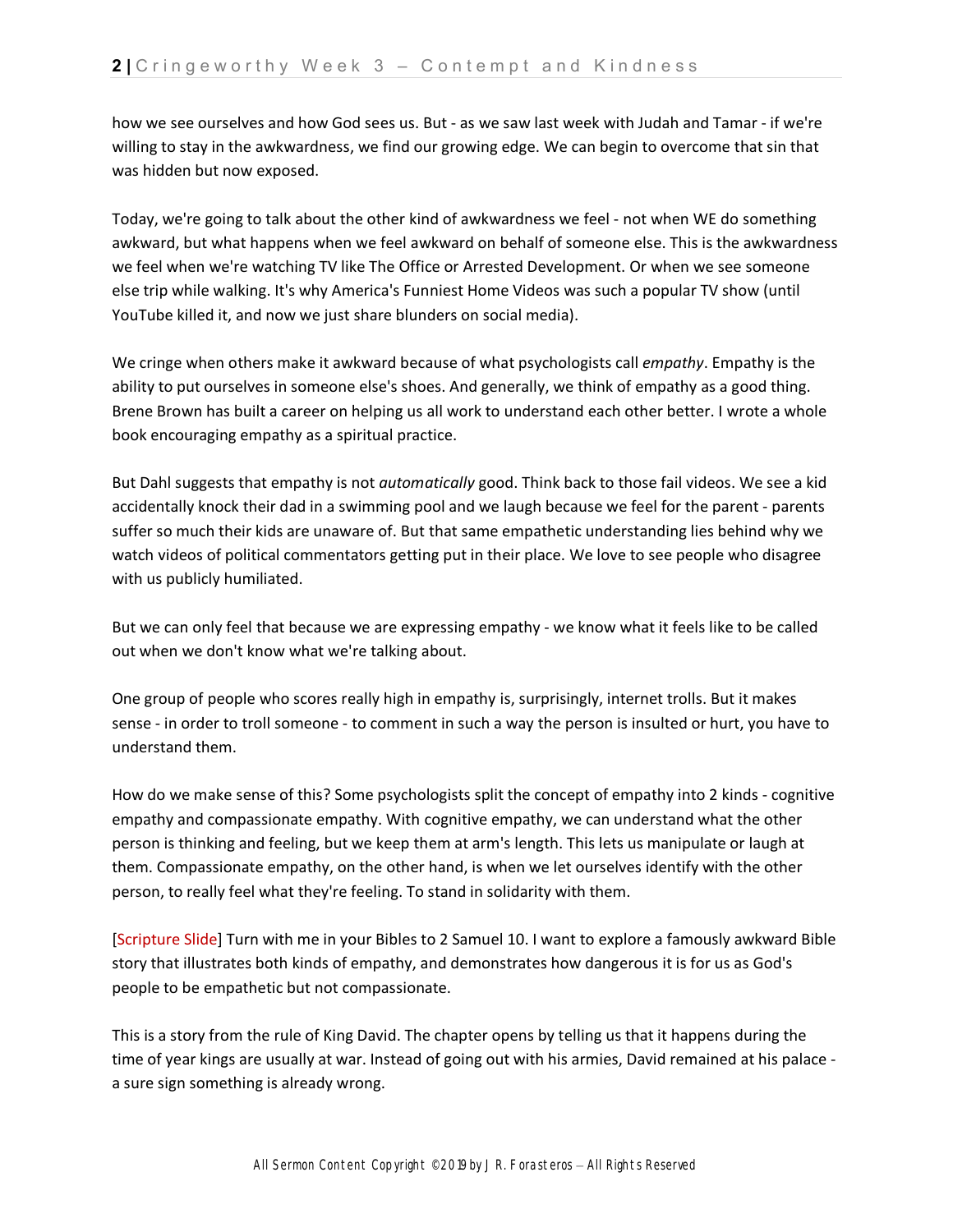how we see ourselves and how God sees us. But - as we saw last week with Judah and Tamar - if we're willing to stay in the awkwardness, we find our growing edge. We can begin to overcome that sin that was hidden but now exposed.

Today, we're going to talk about the other kind of awkwardness we feel - not when WE do something awkward, but what happens when we feel awkward on behalf of someone else. This is the awkwardness we feel when we're watching TV like The Office or Arrested Development. Or when we see someone else trip while walking. It's why America's Funniest Home Videos was such a popular TV show (until YouTube killed it, and now we just share blunders on social media).

We cringe when others make it awkward because of what psychologists call *empathy*. Empathy is the ability to put ourselves in someone else's shoes. And generally, we think of empathy as a good thing. Brene Brown has built a career on helping us all work to understand each other better. I wrote a whole book encouraging empathy as a spiritual practice.

But Dahl suggests that empathy is not *automatically* good. Think back to those fail videos. We see a kid accidentally knock their dad in a swimming pool and we laugh because we feel for the parent - parents suffer so much their kids are unaware of. But that same empathetic understanding lies behind why we watch videos of political commentators getting put in their place. We love to see people who disagree with us publicly humiliated.

But we can only feel that because we are expressing empathy - we know what it feels like to be called out when we don't know what we're talking about.

One group of people who scores really high in empathy is, surprisingly, internet trolls. But it makes sense - in order to troll someone - to comment in such a way the person is insulted or hurt, you have to understand them.

How do we make sense of this? Some psychologists split the concept of empathy into 2 kinds - cognitive empathy and compassionate empathy. With cognitive empathy, we can understand what the other person is thinking and feeling, but we keep them at arm's length. This lets us manipulate or laugh at them. Compassionate empathy, on the other hand, is when we let ourselves identify with the other person, to really feel what they're feeling. To stand in solidarity with them.

[Scripture Slide] Turn with me in your Bibles to 2 Samuel 10. I want to explore a famously awkward Bible story that illustrates both kinds of empathy, and demonstrates how dangerous it is for us as God's people to be empathetic but not compassionate.

This is a story from the rule of King David. The chapter opens by telling us that it happens during the time of year kings are usually at war. Instead of going out with his armies, David remained at his palace - a sure sign something is already wrong.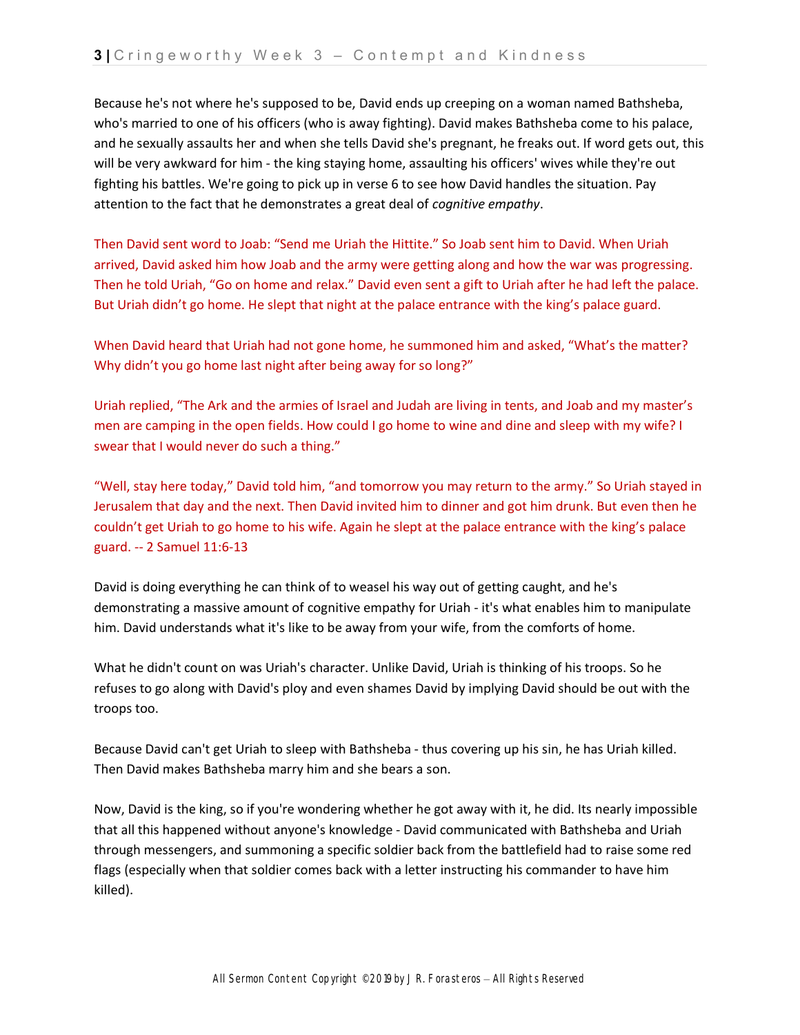Because he's not where he's supposed to be, David ends up creeping on a woman named Bathsheba, who's married to one of his officers (who is away fighting). David makes Bathsheba come to his palace, and he sexually assaults her and when she tells David she's pregnant, he freaks out. If word gets out, this will be very awkward for him - the king staying home, assaulting his officers' wives while they're out fighting his battles. We're going to pick up in verse 6 to see how David handles the situation. Pay attention to the fact that he demonstrates a great deal of *cognitive empathy*.

Then David sent word to Joab: "Send me Uriah the Hittite." So Joab sent him to David. When Uriah arrived, David asked him how Joab and the army were getting along and how the war was progressing. Then he told Uriah, "Go on home and relax." David even sent a gift to Uriah after he had left the palace. But Uriah didn't go home. He slept that night at the palace entrance with the king's palace guard.

When David heard that Uriah had not gone home, he summoned him and asked, "What's the matter? Why didn't you go home last night after being away for so long?"

Uriah replied, "The Ark and the armies of Israel and Judah are living in tents, and Joab and my master's men are camping in the open fields. How could I go home to wine and dine and sleep with my wife? I swear that I would never do such a thing."

"Well, stay here today," David told him, "and tomorrow you may return to the army." So Uriah stayed in Jerusalem that day and the next. Then David invited him to dinner and got him drunk. But even then he couldn't get Uriah to go home to his wife. Again he slept at the palace entrance with the king's palace guard. -- 2 Samuel 11:6-13

David is doing everything he can think of to weasel his way out of getting caught, and he's demonstrating a massive amount of cognitive empathy for Uriah - it's what enables him to manipulate him. David understands what it's like to be away from your wife, from the comforts of home.

What he didn't count on was Uriah's character. Unlike David, Uriah is thinking of his troops. So he refuses to go along with David's ploy and even shames David by implying David should be out with the troops too.

Because David can't get Uriah to sleep with Bathsheba - thus covering up his sin, he has Uriah killed. Then David makes Bathsheba marry him and she bears a son.

Now, David is the king, so if you're wondering whether he got away with it, he did. Its nearly impossible that all this happened without anyone's knowledge - David communicated with Bathsheba and Uriah through messengers, and summoning a specific soldier back from the battlefield had to raise some red flags (especially when that soldier comes back with a letter instructing his commander to have him killed).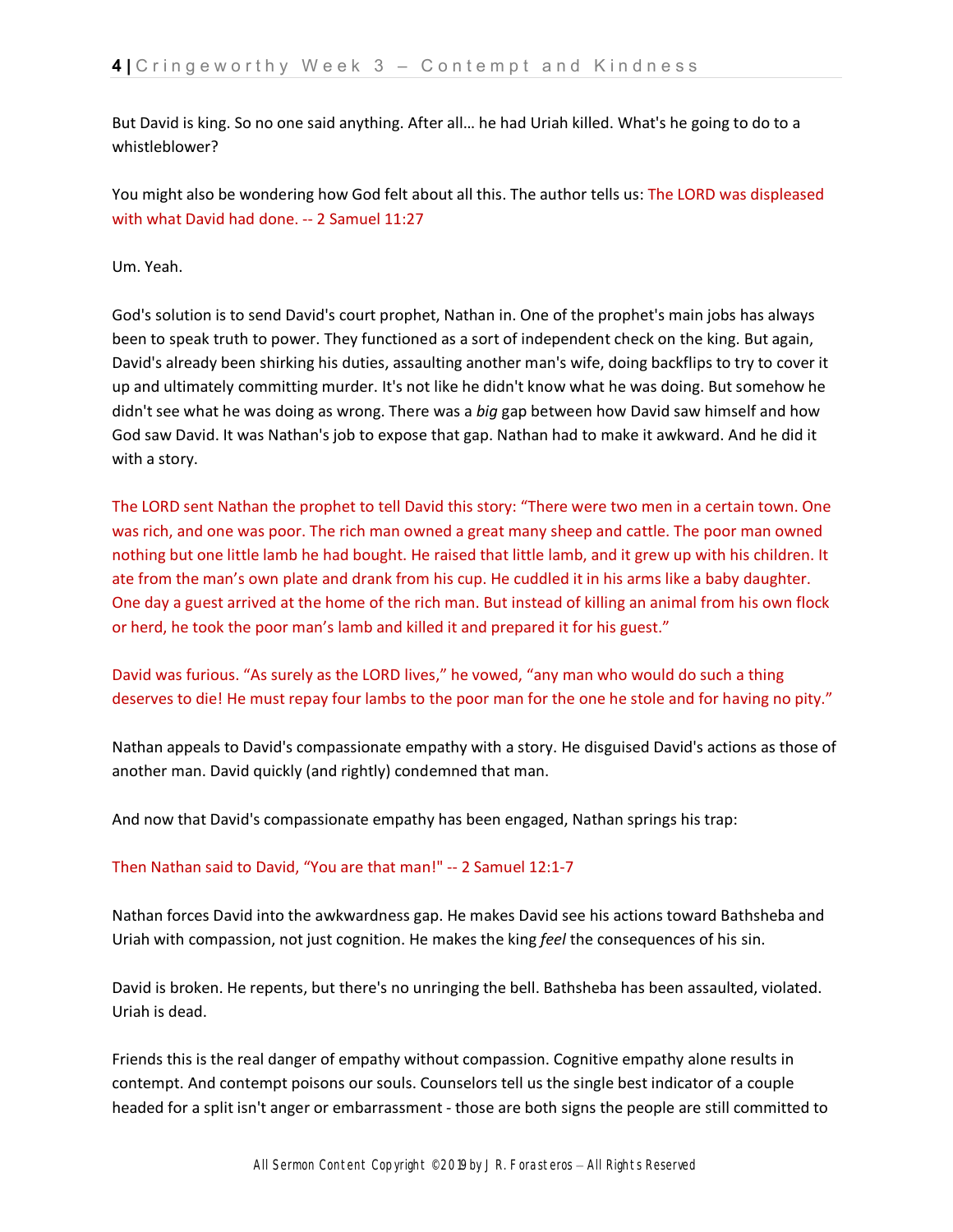But David is king. So no one said anything. After all… he had Uriah killed. What's he going to do to a whistleblower?

You might also be wondering how God felt about all this. The author tells us: The LORD was displeased with what David had done. -- 2 Samuel 11:27

Um. Yeah.

God's solution is to send David's court prophet, Nathan in. One of the prophet's main jobs has always been to speak truth to power. They functioned as a sort of independent check on the king. But again, David's already been shirking his duties, assaulting another man's wife, doing backflips to try to cover it up and ultimately committing murder. It's not like he didn't know what he was doing. But somehow he didn't see what he was doing as wrong. There was a *big* gap between how David saw himself and how God saw David. It was Nathan's job to expose that gap. Nathan had to make it awkward. And he did it with a story.

The LORD sent Nathan the prophet to tell David this story: "There were two men in a certain town. One was rich, and one was poor. The rich man owned a great many sheep and cattle. The poor man owned nothing but one little lamb he had bought. He raised that little lamb, and it grew up with his children. It ate from the man's own plate and drank from his cup. He cuddled it in his arms like a baby daughter. One day a guest arrived at the home of the rich man. But instead of killing an animal from his own flock or herd, he took the poor man's lamb and killed it and prepared it for his guest."

David was furious. "As surely as the LORD lives," he vowed, "any man who would do such a thing deserves to die! He must repay four lambs to the poor man for the one he stole and for having no pity."

Nathan appeals to David's compassionate empathy with a story. He disguised David's actions as those of another man. David quickly (and rightly) condemned that man.

And now that David's compassionate empathy has been engaged, Nathan springs his trap:

Then Nathan said to David, "You are that man!" -- 2 Samuel 12:1-7

Nathan forces David into the awkwardness gap. He makes David see his actions toward Bathsheba and Uriah with compassion, not just cognition. He makes the king *feel* the consequences of his sin.

David is broken. He repents, but there's no unringing the bell. Bathsheba has been assaulted, violated. Uriah is dead.

Friends this is the real danger of empathy without compassion. Cognitive empathy alone results in contempt. And contempt poisons our souls. Counselors tell us the single best indicator of a couple headed for a split isn't anger or embarrassment - those are both signs the people are still committed to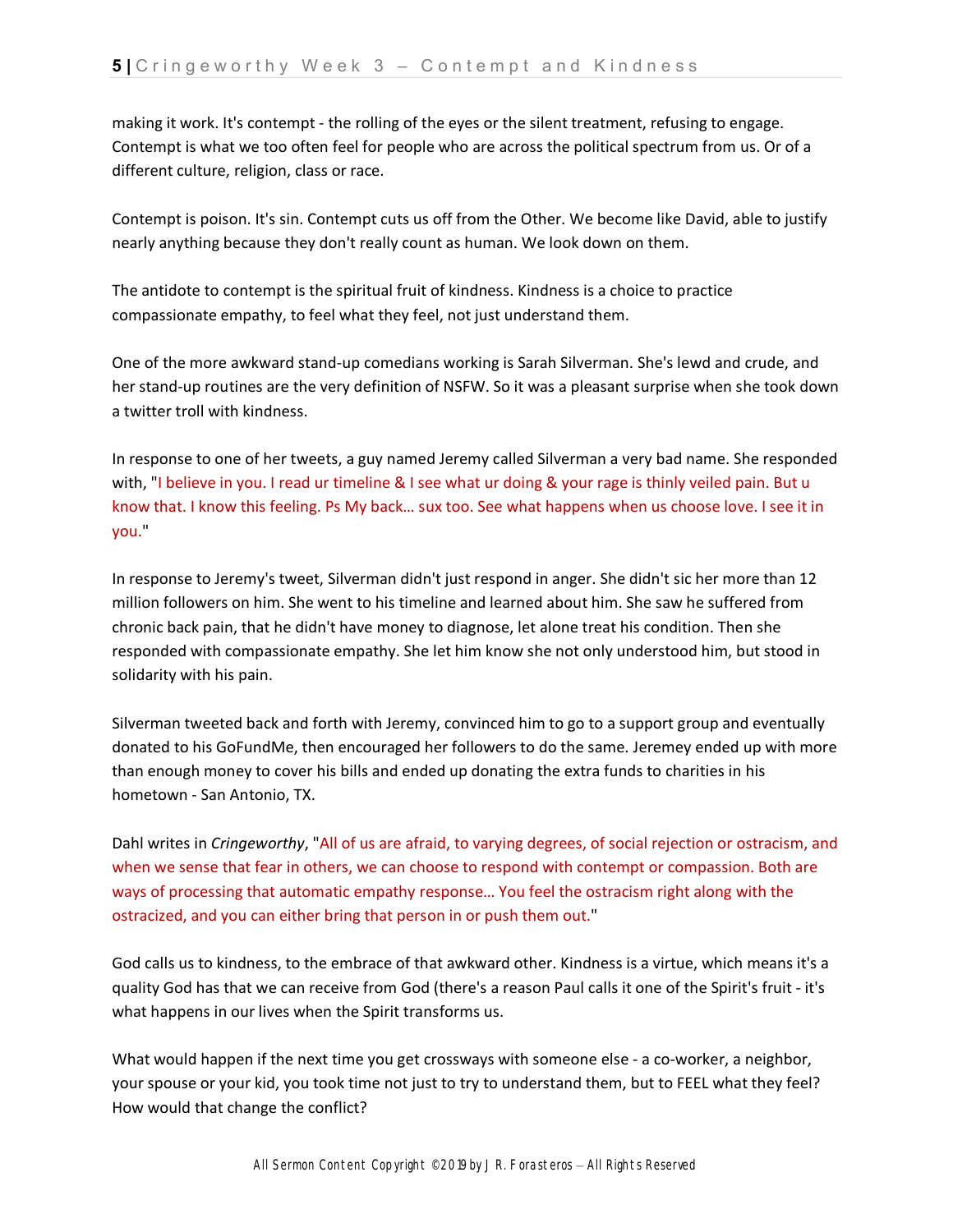making it work. It's contempt - the rolling of the eyes or the silent treatment, refusing to engage. Contempt is what we too often feel for people who are across the political spectrum from us. Or of a different culture, religion, class or race.

Contempt is poison. It's sin. Contempt cuts us off from the Other. We become like David, able to justify nearly anything because they don't really count as human. We look down on them.

The antidote to contempt is the spiritual fruit of kindness. Kindness is a choice to practice compassionate empathy, to feel what they feel, not just understand them.

One of the more awkward stand-up comedians working is Sarah Silverman. She's lewd and crude, and her stand-up routines are the very definition of NSFW. So it was a pleasant surprise when she took down a twitter troll with kindness.

In response to one of her tweets, a guy named Jeremy called Silverman a very bad name. She responded with, "I believe in you. I read ur timeline & I see what ur doing & your rage is thinly veiled pain. But u know that. I know this feeling. Ps My back… sux too. See what happens when us choose love. I see it in you."

In response to Jeremy's tweet, Silverman didn't just respond in anger. She didn't sic her more than 12 million followers on him. She went to his timeline and learned about him. She saw he suffered from chronic back pain, that he didn't have money to diagnose, let alone treat his condition. Then she responded with compassionate empathy. She let him know she not only understood him, but stood in solidarity with his pain.

Silverman tweeted back and forth with Jeremy, convinced him to go to a support group and eventually donated to his GoFundMe, then encouraged her followers to do the same. Jeremey ended up with more than enough money to cover his bills and ended up donating the extra funds to charities in his hometown - San Antonio, TX.

Dahl writes in *Cringeworthy*, "All of us are afraid, to varying degrees, of social rejection or ostracism, and when we sense that fear in others, we can choose to respond with contempt or compassion. Both are ways of processing that automatic empathy response… You feel the ostracism right along with the ostracized, and you can either bring that person in or push them out."

God calls us to kindness, to the embrace of that awkward other. Kindness is a virtue, which means it's a quality God has that we can receive from God (there's a reason Paul calls it one of the Spirit's fruit - it's what happens in our lives when the Spirit transforms us.

What would happen if the next time you get crossways with someone else - a co-worker, a neighbor, your spouse or your kid, you took time not just to try to understand them, but to FEEL what they feel? How would that change the conflict?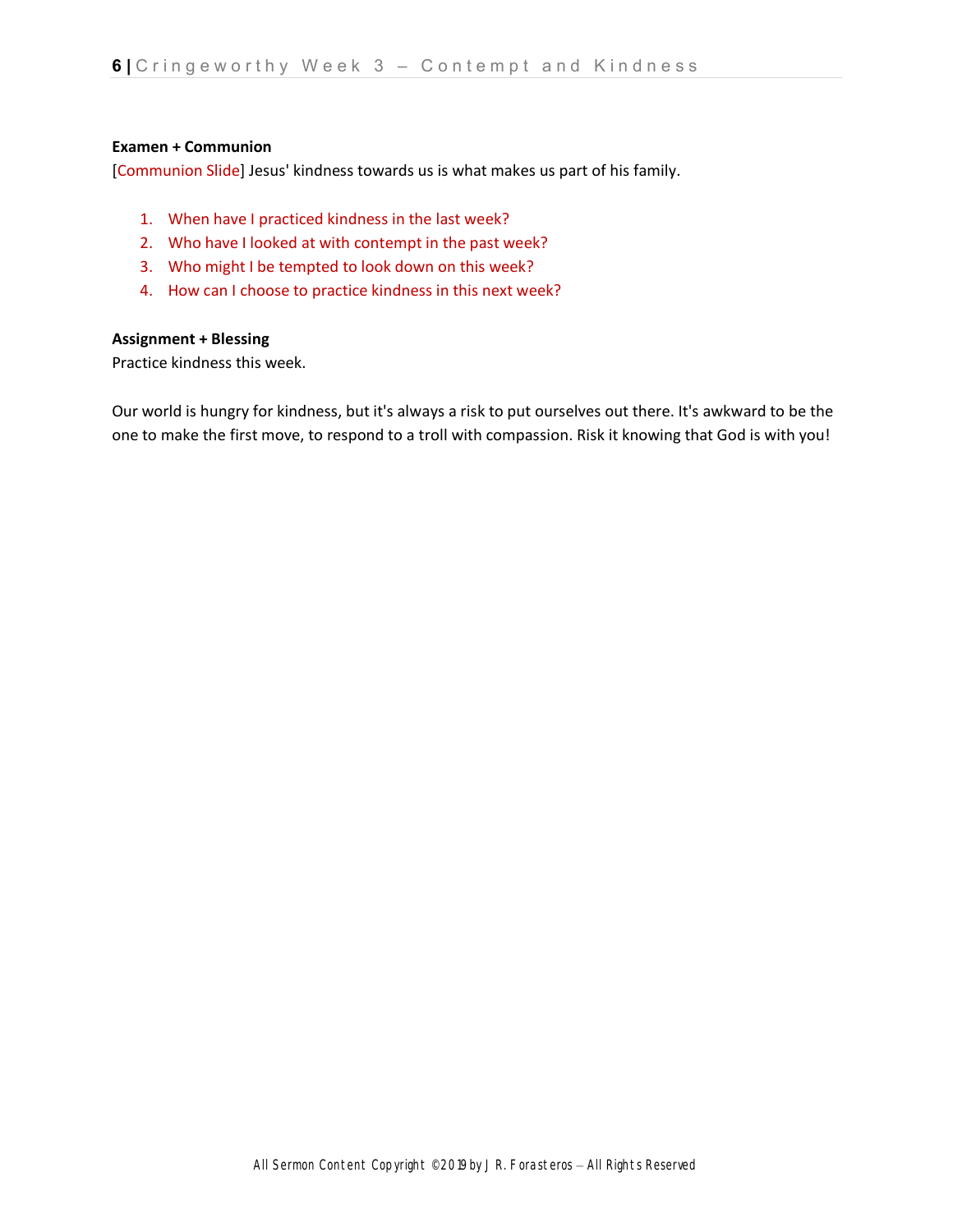**Examen + Communion**

[Communion Slide] Jesus' kindness towards us is what makes us part of his family.

1. When have I practiced kindness in the last week?
2. Who have I looked at with contempt in the past week?
3. Who might I be tempted to look down on this week?
4. How can I choose to practice kindness in this next week?

**Assignment + Blessing**

Practice kindness this week.

Our world is hungry for kindness, but it's always a risk to put ourselves out there. It's awkward to be the one to make the first move, to respond to a troll with compassion. Risk it knowing that God is with you!